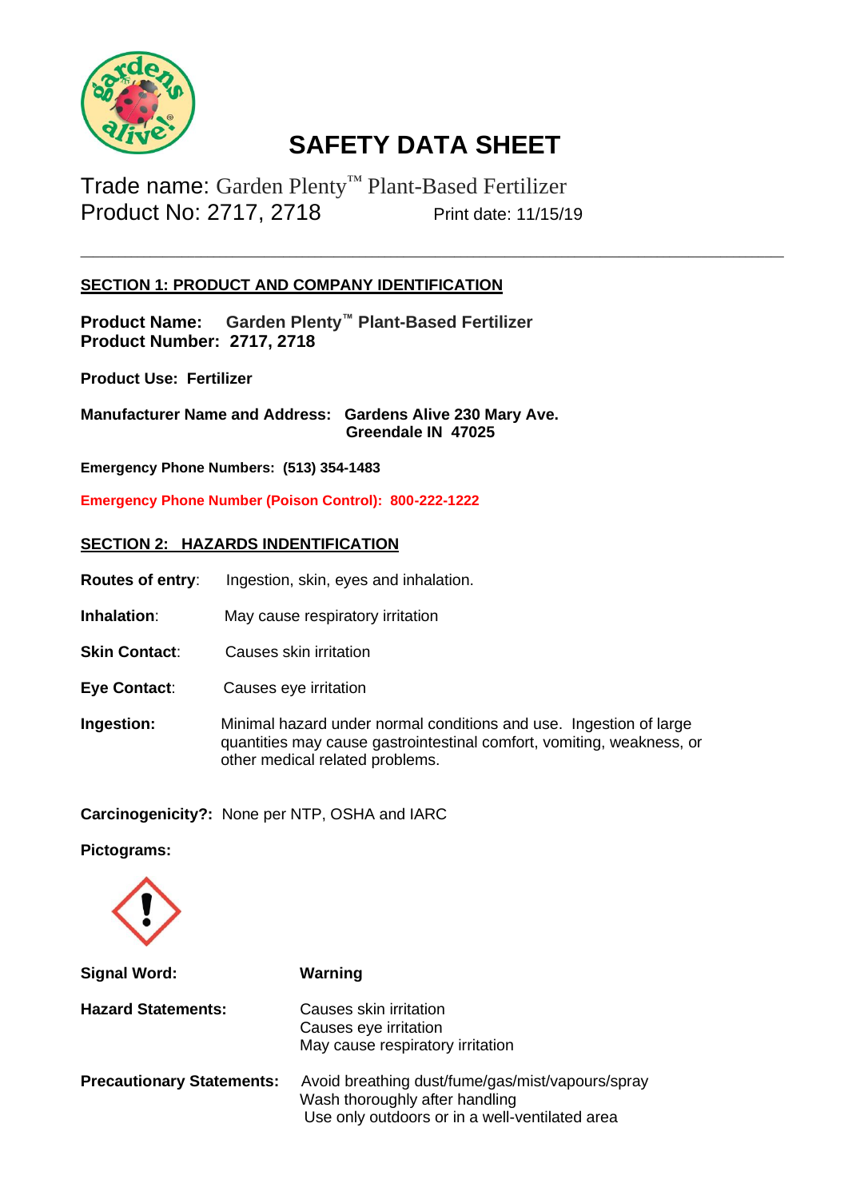# SAFETY DATA SHEET

Trade name: Garden Plenty™ Plant-Based Fertilizer
Product No: 2717, 2718 Print date: 11/15/19

---

## SECTION 1: PRODUCT AND COMPANY IDENTIFICATION

**Product Name: Garden Plenty™ Plant-Based Fertilizer**
**Product Number: 2717, 2718**

**Product Use: Fertilizer**

**Manufacturer Name and Address: Gardens Alive 230 Mary Ave.**
**Greendale IN 47025**

**Emergency Phone Numbers: (513) 354-1483**

**Emergency Phone Number (Poison Control): 800-222-1222**

## SECTION 2: HAZARDS INDENTIFICATION

**Routes of entry**: Ingestion, skin, eyes and inhalation.

**Inhalation**: May cause respiratory irritation

**Skin Contact**: Causes skin irritation

**Eye Contact**: Causes eye irritation

**Ingestion:** Minimal hazard under normal conditions and use. Ingestion of large quantities may cause gastrointestinal comfort, vomiting, weakness, or other medical related problems.

**Carcinogenicity?:** None per NTP, OSHA and IARC

**Pictograms:**

**Signal Word:** **Warning**

**Hazard Statements:**
Causes skin irritation
Causes eye irritation
May cause respiratory irritation

**Precautionary Statements:**
Avoid breathing dust/fume/gas/mist/vapours/spray
Wash thoroughly after handling
Use only outdoors or in a well-ventilated area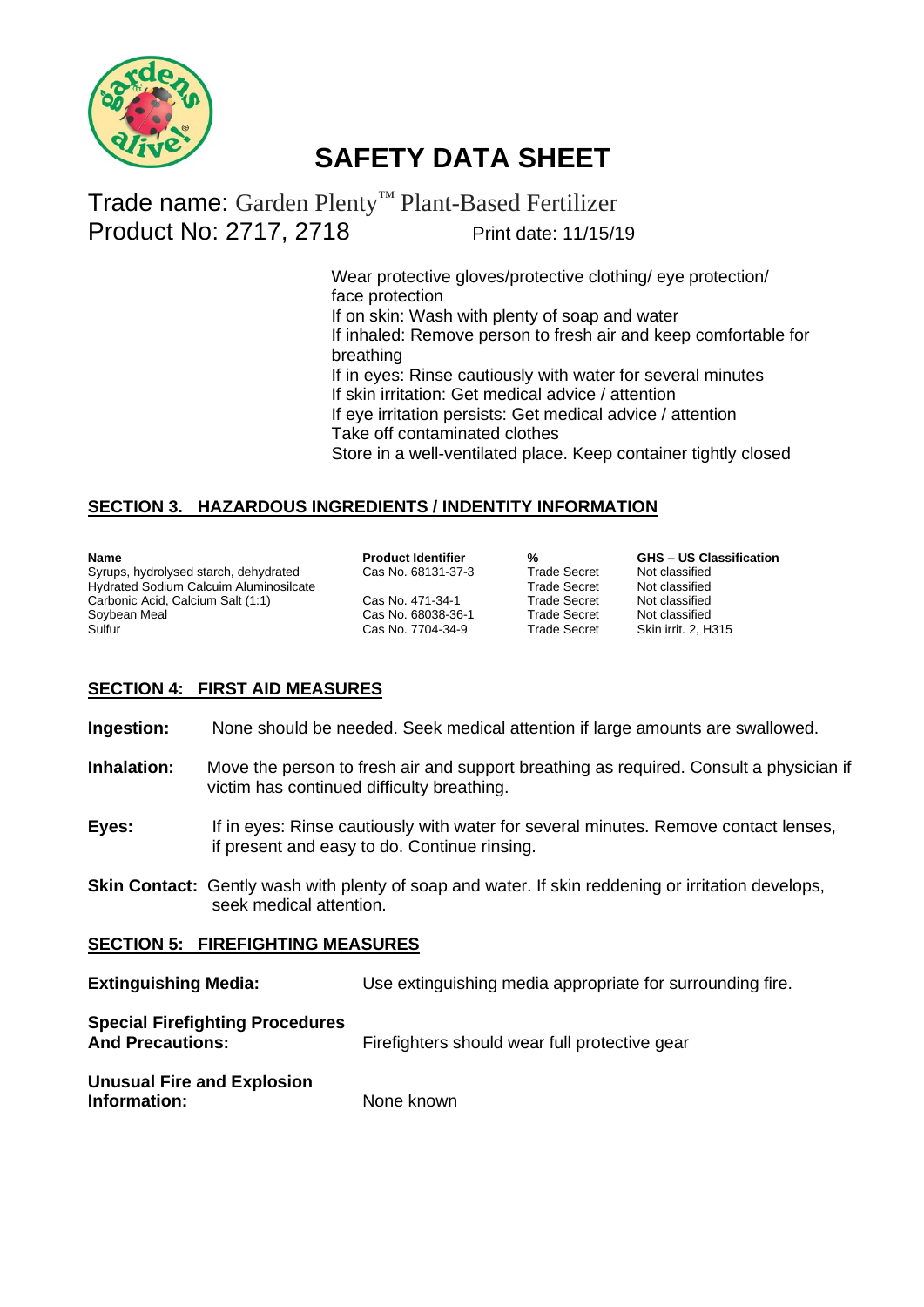# SAFETY DATA SHEET

Trade name: Garden Plenty™ Plant-Based Fertilizer
Product No: 2717, 2718 Print date: 11/15/19

Wear protective gloves/protective clothing/ eye protection/ face protection
If on skin: Wash with plenty of soap and water
If inhaled: Remove person to fresh air and keep comfortable for breathing
If in eyes: Rinse cautiously with water for several minutes
If skin irritation: Get medical advice / attention
If eye irritation persists: Get medical advice / attention
Take off contaminated clothes
Store in a well-ventilated place. Keep container tightly closed

## SECTION 3. HAZARDOUS INGREDIENTS / INDENTITY INFORMATION

| Name | Product Identifier | % | GHS – US Classification |
|---|---|---|---|
| Syrups, hydrolysed starch, dehydrated | Cas No. 68131-37-3 | Trade Secret | Not classified |
| Hydrated Sodium Calcuim Aluminosilcate | | Trade Secret | Not classified |
| Carbonic Acid, Calcium Salt (1:1) | Cas No. 471-34-1 | Trade Secret | Not classified |
| Soybean Meal | Cas No. 68038-36-1 | Trade Secret | Not classified |
| Sulfur | Cas No. 7704-34-9 | Trade Secret | Skin irrit. 2, H315 |

## SECTION 4: FIRST AID MEASURES

**Ingestion:** None should be needed. Seek medical attention if large amounts are swallowed.

**Inhalation:** Move the person to fresh air and support breathing as required. Consult a physician if victim has continued difficulty breathing.

**Eyes:** If in eyes: Rinse cautiously with water for several minutes. Remove contact lenses, if present and easy to do. Continue rinsing.

**Skin Contact:** Gently wash with plenty of soap and water. If skin reddening or irritation develops, seek medical attention.

## SECTION 5: FIREFIGHTING MEASURES

**Extinguishing Media:** Use extinguishing media appropriate for surrounding fire.

**Special Firefighting Procedures And Precautions:** Firefighters should wear full protective gear

**Unusual Fire and Explosion Information:** None known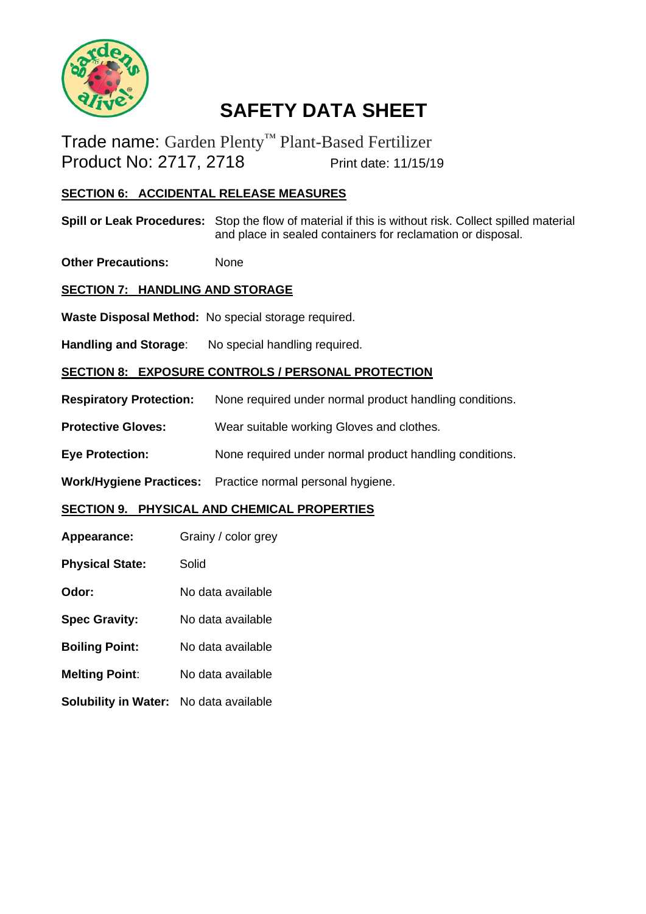# SAFETY DATA SHEET

Trade name: Garden Plenty™ Plant-Based Fertilizer
Product No: 2717, 2718 Print date: 11/15/19

## SECTION 6: ACCIDENTAL RELEASE MEASURES

**Spill or Leak Procedures:** Stop the flow of material if this is without risk. Collect spilled material and place in sealed containers for reclamation or disposal.

**Other Precautions:** None

## SECTION 7: HANDLING AND STORAGE

**Waste Disposal Method:** No special storage required.

**Handling and Storage**: No special handling required.

## SECTION 8: EXPOSURE CONTROLS / PERSONAL PROTECTION

**Respiratory Protection:** None required under normal product handling conditions.

**Protective Gloves:** Wear suitable working Gloves and clothes.

**Eye Protection:** None required under normal product handling conditions.

**Work/Hygiene Practices:** Practice normal personal hygiene.

## SECTION 9. PHYSICAL AND CHEMICAL PROPERTIES

**Appearance:** Grainy / color grey

**Physical State:** Solid

**Odor:** No data available

**Spec Gravity:** No data available

**Boiling Point:** No data available

**Melting Point**: No data available

**Solubility in Water:** No data available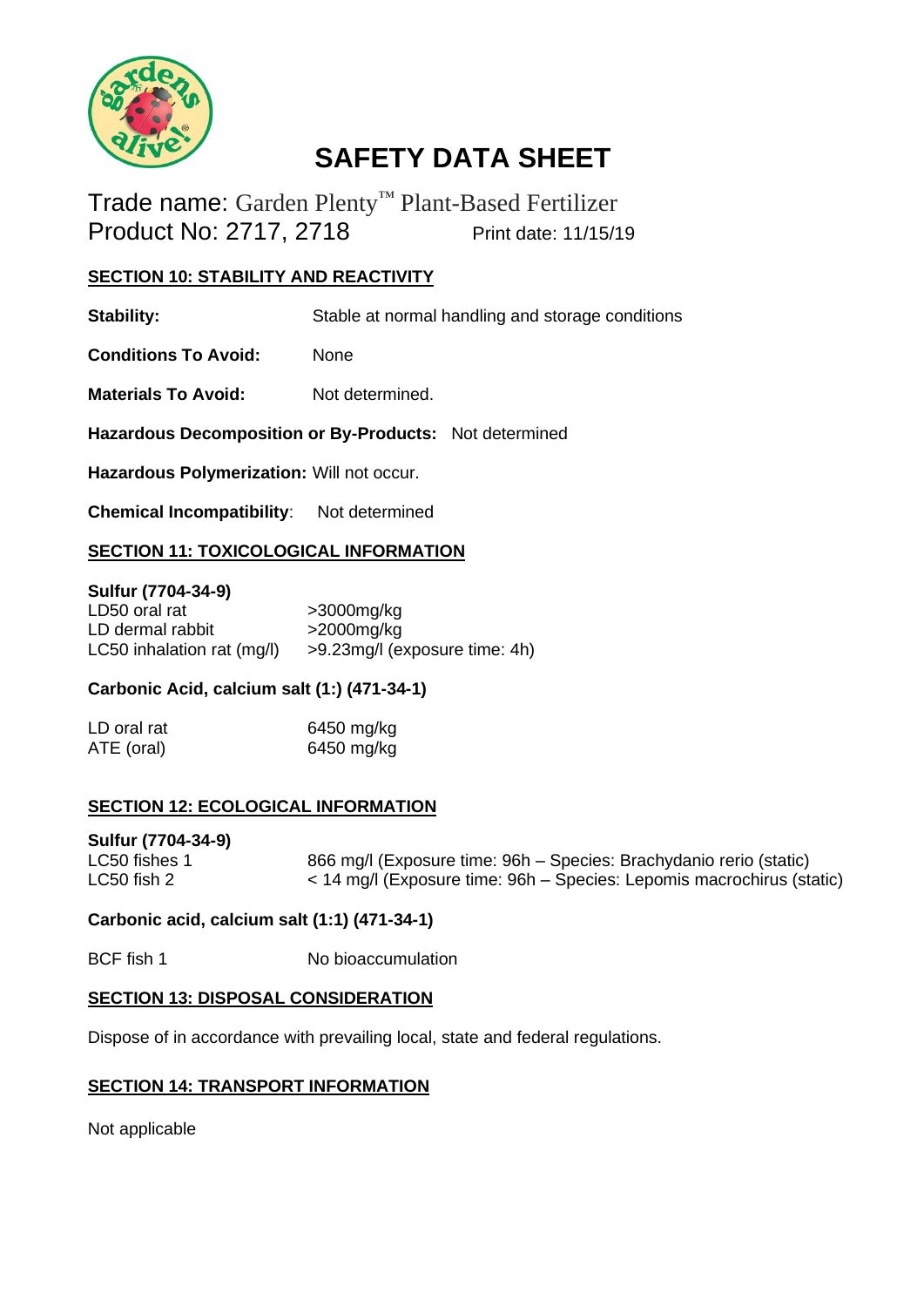# SAFETY DATA SHEET

Trade name: Garden Plenty™ Plant-Based Fertilizer
Product No: 2717, 2718 Print date: 11/15/19

## SECTION 10: STABILITY AND REACTIVITY

**Stability:** Stable at normal handling and storage conditions

**Conditions To Avoid:** None

**Materials To Avoid:** Not determined.

**Hazardous Decomposition or By-Products:** Not determined

**Hazardous Polymerization:** Will not occur.

**Chemical Incompatibility**: Not determined

## SECTION 11: TOXICOLOGICAL INFORMATION

**Sulfur (7704-34-9)**

| | |
|---|---|
| LD50 oral rat | >3000mg/kg |
| LD dermal rabbit | >2000mg/kg |
| LC50 inhalation rat (mg/l) | >9.23mg/l (exposure time: 4h) |

**Carbonic Acid, calcium salt (1:) (471-34-1)**

| | |
|---|---|
| LD oral rat | 6450 mg/kg |
| ATE (oral) | 6450 mg/kg |

## SECTION 12: ECOLOGICAL INFORMATION

**Sulfur (7704-34-9)**

| | |
|---|---|
| LC50 fishes 1 | 866 mg/l (Exposure time: 96h – Species: Brachydanio rerio (static) |
| LC50 fish 2 | < 14 mg/l (Exposure time: 96h – Species: Lepomis macrochirus (static) |

**Carbonic acid, calcium salt (1:1) (471-34-1)**

| | |
|---|---|
| BCF fish 1 | No bioaccumulation |

## SECTION 13: DISPOSAL CONSIDERATION

Dispose of in accordance with prevailing local, state and federal regulations.

## SECTION 14: TRANSPORT INFORMATION

Not applicable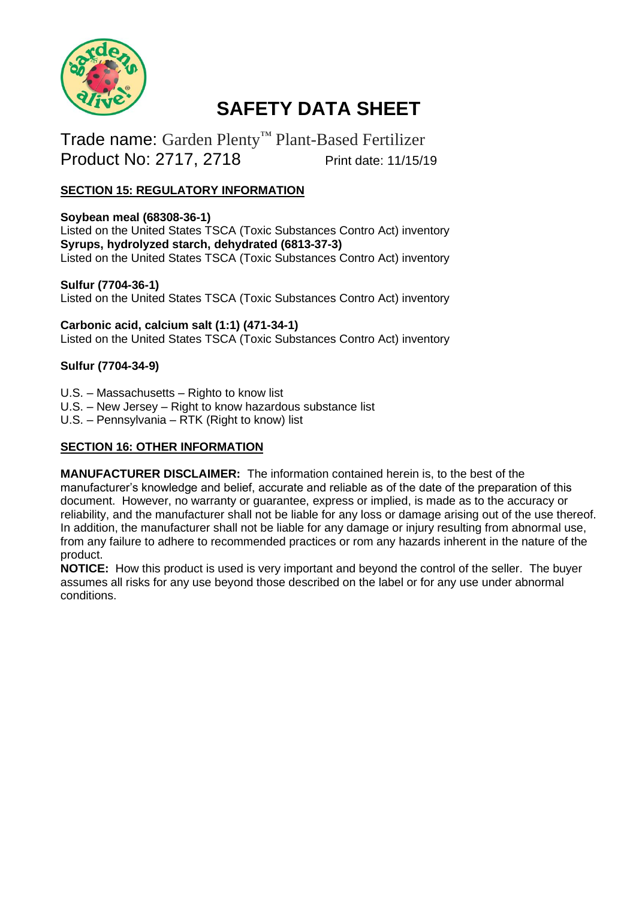# SAFETY DATA SHEET

Trade name: Garden Plenty™ Plant-Based Fertilizer
Product No: 2717, 2718 Print date: 11/15/19

## SECTION 15: REGULATORY INFORMATION

**Soybean meal (68308-36-1)**
Listed on the United States TSCA (Toxic Substances Contro Act) inventory
**Syrups, hydrolyzed starch, dehydrated (6813-37-3)**
Listed on the United States TSCA (Toxic Substances Contro Act) inventory

**Sulfur (7704-36-1)**
Listed on the United States TSCA (Toxic Substances Contro Act) inventory

**Carbonic acid, calcium salt (1:1) (471-34-1)**
Listed on the United States TSCA (Toxic Substances Contro Act) inventory

**Sulfur (7704-34-9)**

U.S. – Massachusetts – Righto to know list
U.S. – New Jersey – Right to know hazardous substance list
U.S. – Pennsylvania – RTK (Right to know) list

## SECTION 16: OTHER INFORMATION

**MANUFACTURER DISCLAIMER:** The information contained herein is, to the best of the manufacturer's knowledge and belief, accurate and reliable as of the date of the preparation of this document. However, no warranty or guarantee, express or implied, is made as to the accuracy or reliability, and the manufacturer shall not be liable for any loss or damage arising out of the use thereof. In addition, the manufacturer shall not be liable for any damage or injury resulting from abnormal use, from any failure to adhere to recommended practices or rom any hazards inherent in the nature of the product.
**NOTICE:** How this product is used is very important and beyond the control of the seller. The buyer assumes all risks for any use beyond those described on the label or for any use under abnormal conditions.